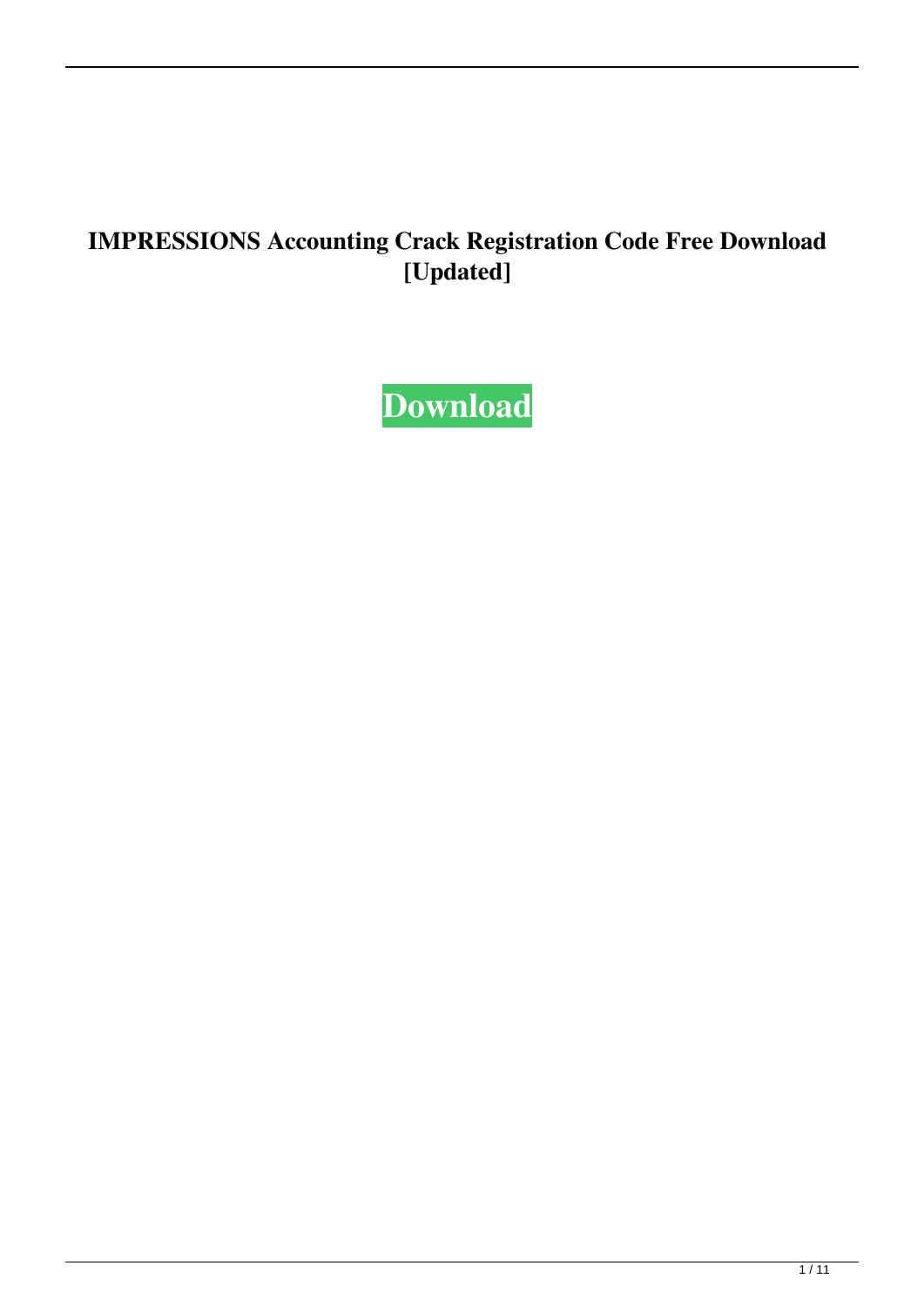# IMPRESSIONS Accounting Crack Registration Code Free Download [Updated]

**Download**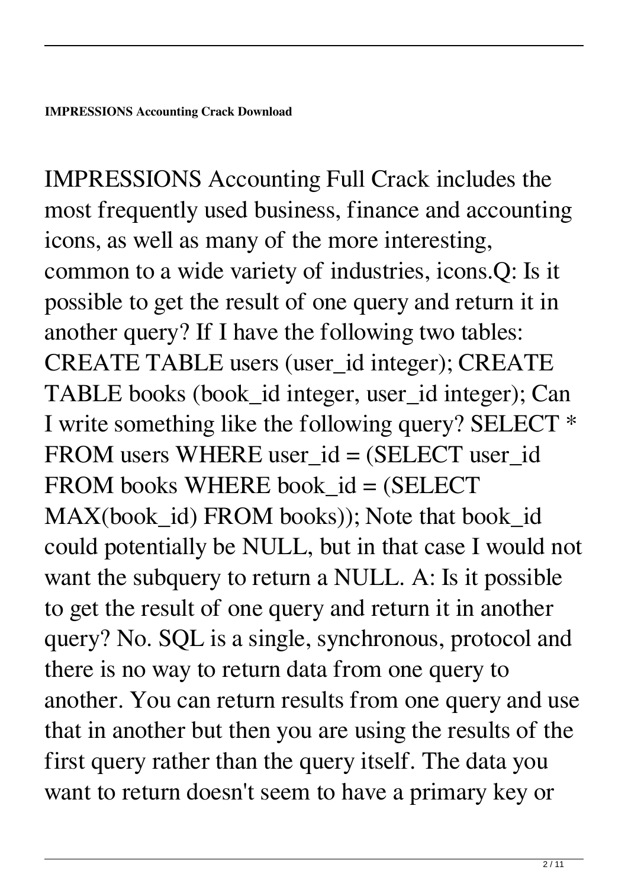**IMPRESSIONS Accounting Crack Download**

IMPRESSIONS Accounting Full Crack includes the most frequently used business, finance and accounting icons, as well as many of the more interesting, common to a wide variety of industries, icons.Q: Is it possible to get the result of one query and return it in another query? If I have the following two tables: CREATE TABLE users (user_id integer); CREATE TABLE books (book_id integer, user_id integer); Can I write something like the following query? SELECT * FROM users WHERE user_id = (SELECT user_id FROM books WHERE book_id = (SELECT MAX(book_id) FROM books)); Note that book_id could potentially be NULL, but in that case I would not want the subquery to return a NULL. A: Is it possible to get the result of one query and return it in another query? No. SQL is a single, synchronous, protocol and there is no way to return data from one query to another. You can return results from one query and use that in another but then you are using the results of the first query rather than the query itself. The data you want to return doesn't seem to have a primary key or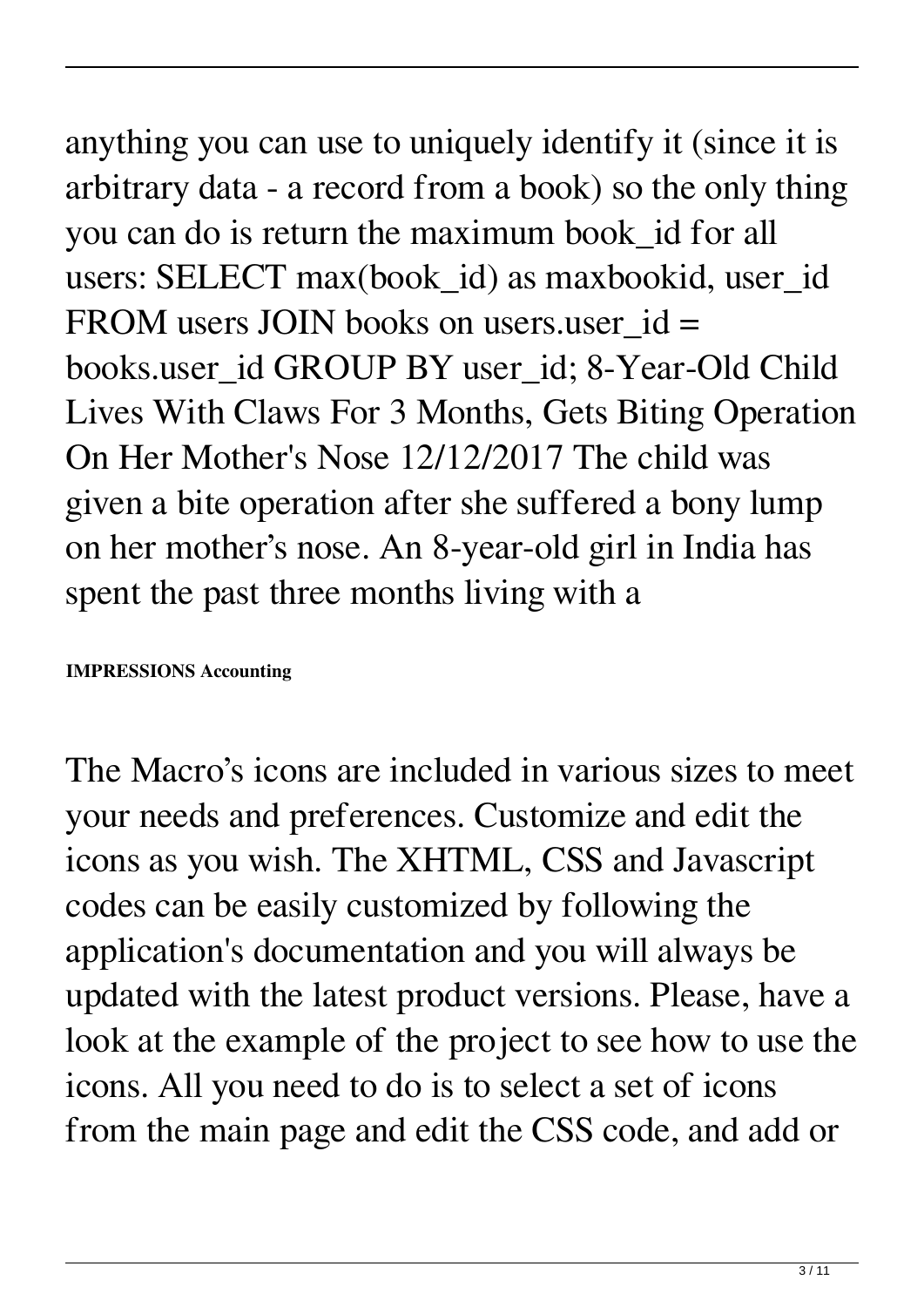anything you can use to uniquely identify it (since it is arbitrary data - a record from a book) so the only thing you can do is return the maximum book_id for all users: SELECT max(book_id) as maxbookid, user_id FROM users JOIN books on users.user_id = books.user_id GROUP BY user_id; 8-Year-Old Child Lives With Claws For 3 Months, Gets Biting Operation On Her Mother's Nose 12/12/2017 The child was given a bite operation after she suffered a bony lump on her mother's nose. An 8-year-old girl in India has spent the past three months living with a

**IMPRESSIONS Accounting**

The Macro's icons are included in various sizes to meet your needs and preferences. Customize and edit the icons as you wish. The XHTML, CSS and Javascript codes can be easily customized by following the application's documentation and you will always be updated with the latest product versions. Please, have a look at the example of the project to see how to use the icons. All you need to do is to select a set of icons from the main page and edit the CSS code, and add or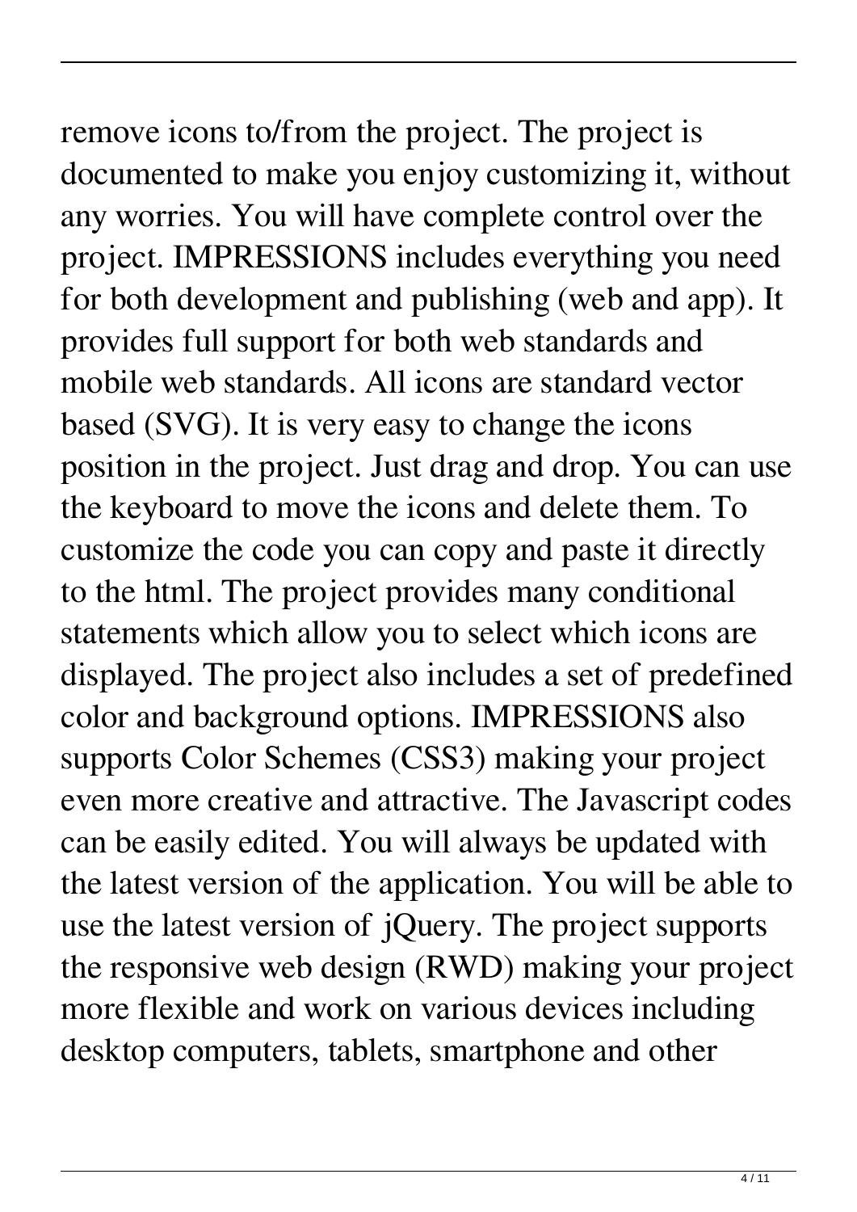remove icons to/from the project. The project is documented to make you enjoy customizing it, without any worries. You will have complete control over the project. IMPRESSIONS includes everything you need for both development and publishing (web and app). It provides full support for both web standards and mobile web standards. All icons are standard vector based (SVG). It is very easy to change the icons position in the project. Just drag and drop. You can use the keyboard to move the icons and delete them. To customize the code you can copy and paste it directly to the html. The project provides many conditional statements which allow you to select which icons are displayed. The project also includes a set of predefined color and background options. IMPRESSIONS also supports Color Schemes (CSS3) making your project even more creative and attractive. The Javascript codes can be easily edited. You will always be updated with the latest version of the application. You will be able to use the latest version of jQuery. The project supports the responsive web design (RWD) making your project more flexible and work on various devices including desktop computers, tablets, smartphone and other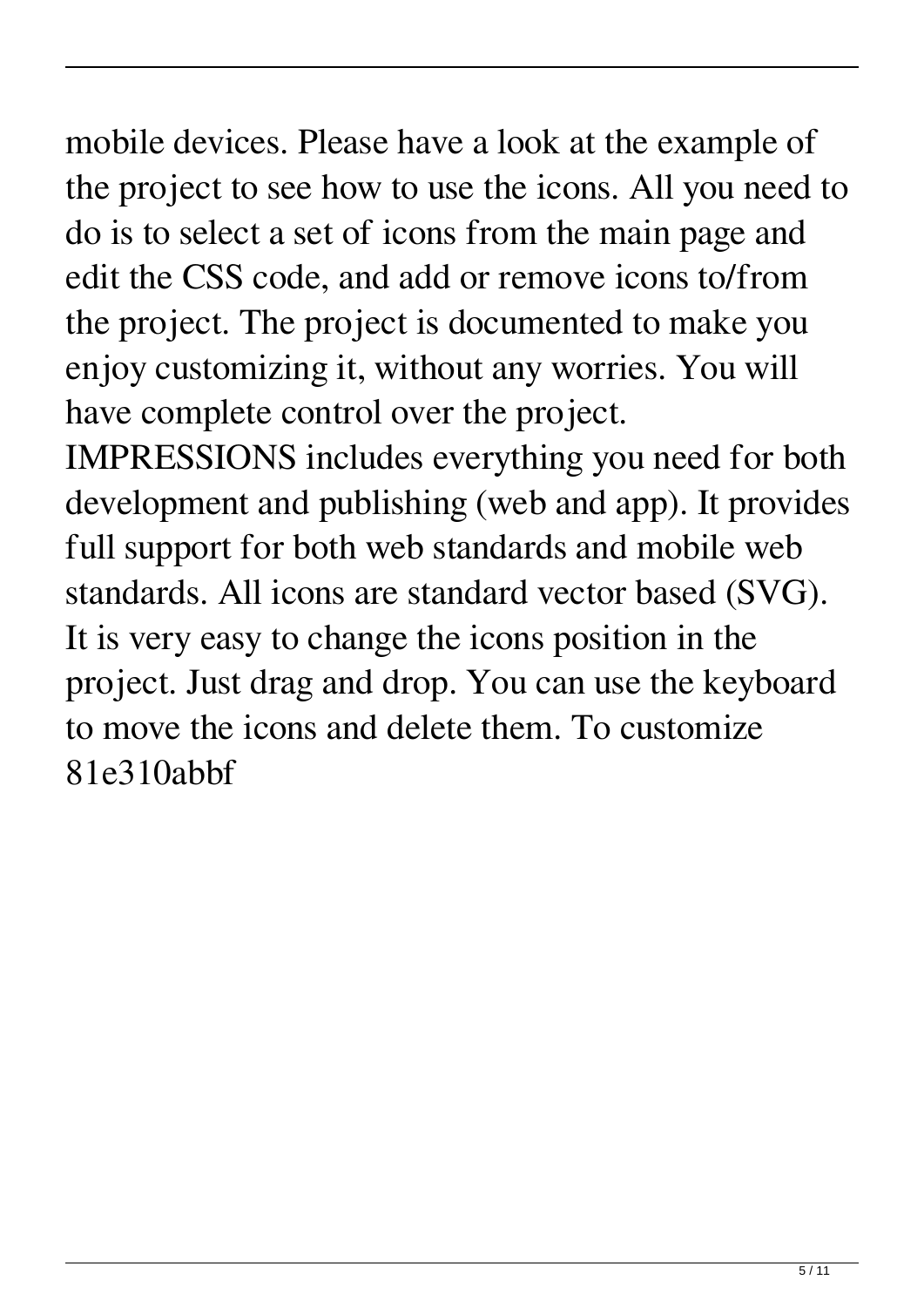mobile devices. Please have a look at the example of the project to see how to use the icons. All you need to do is to select a set of icons from the main page and edit the CSS code, and add or remove icons to/from the project. The project is documented to make you enjoy customizing it, without any worries. You will have complete control over the project.

IMPRESSIONS includes everything you need for both development and publishing (web and app). It provides full support for both web standards and mobile web standards. All icons are standard vector based (SVG). It is very easy to change the icons position in the project. Just drag and drop. You can use the keyboard to move the icons and delete them. To customize 81e310abbf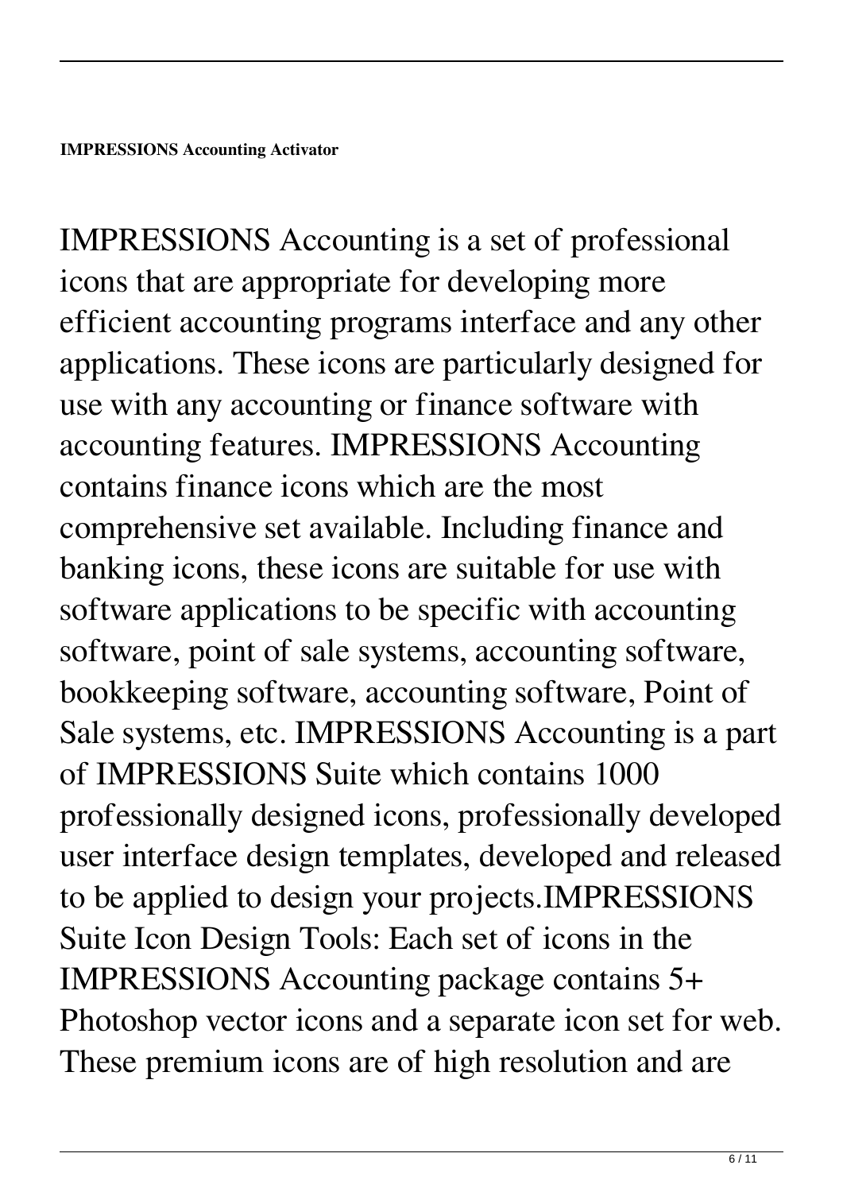**IMPRESSIONS Accounting Activator**

IMPRESSIONS Accounting is a set of professional icons that are appropriate for developing more efficient accounting programs interface and any other applications. These icons are particularly designed for use with any accounting or finance software with accounting features. IMPRESSIONS Accounting contains finance icons which are the most comprehensive set available. Including finance and banking icons, these icons are suitable for use with software applications to be specific with accounting software, point of sale systems, accounting software, bookkeeping software, accounting software, Point of Sale systems, etc. IMPRESSIONS Accounting is a part of IMPRESSIONS Suite which contains 1000 professionally designed icons, professionally developed user interface design templates, developed and released to be applied to design your projects.IMPRESSIONS Suite Icon Design Tools: Each set of icons in the IMPRESSIONS Accounting package contains 5+ Photoshop vector icons and a separate icon set for web. These premium icons are of high resolution and are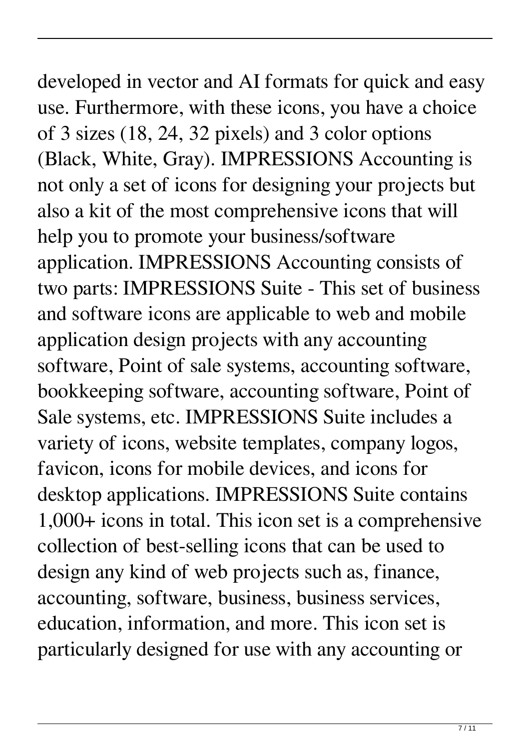developed in vector and AI formats for quick and easy use. Furthermore, with these icons, you have a choice of 3 sizes (18, 24, 32 pixels) and 3 color options (Black, White, Gray). IMPRESSIONS Accounting is not only a set of icons for designing your projects but also a kit of the most comprehensive icons that will help you to promote your business/software application. IMPRESSIONS Accounting consists of two parts: IMPRESSIONS Suite - This set of business and software icons are applicable to web and mobile application design projects with any accounting software, Point of sale systems, accounting software, bookkeeping software, accounting software, Point of Sale systems, etc. IMPRESSIONS Suite includes a variety of icons, website templates, company logos, favicon, icons for mobile devices, and icons for desktop applications. IMPRESSIONS Suite contains 1,000+ icons in total. This icon set is a comprehensive collection of best-selling icons that can be used to design any kind of web projects such as, finance, accounting, software, business, business services, education, information, and more. This icon set is particularly designed for use with any accounting or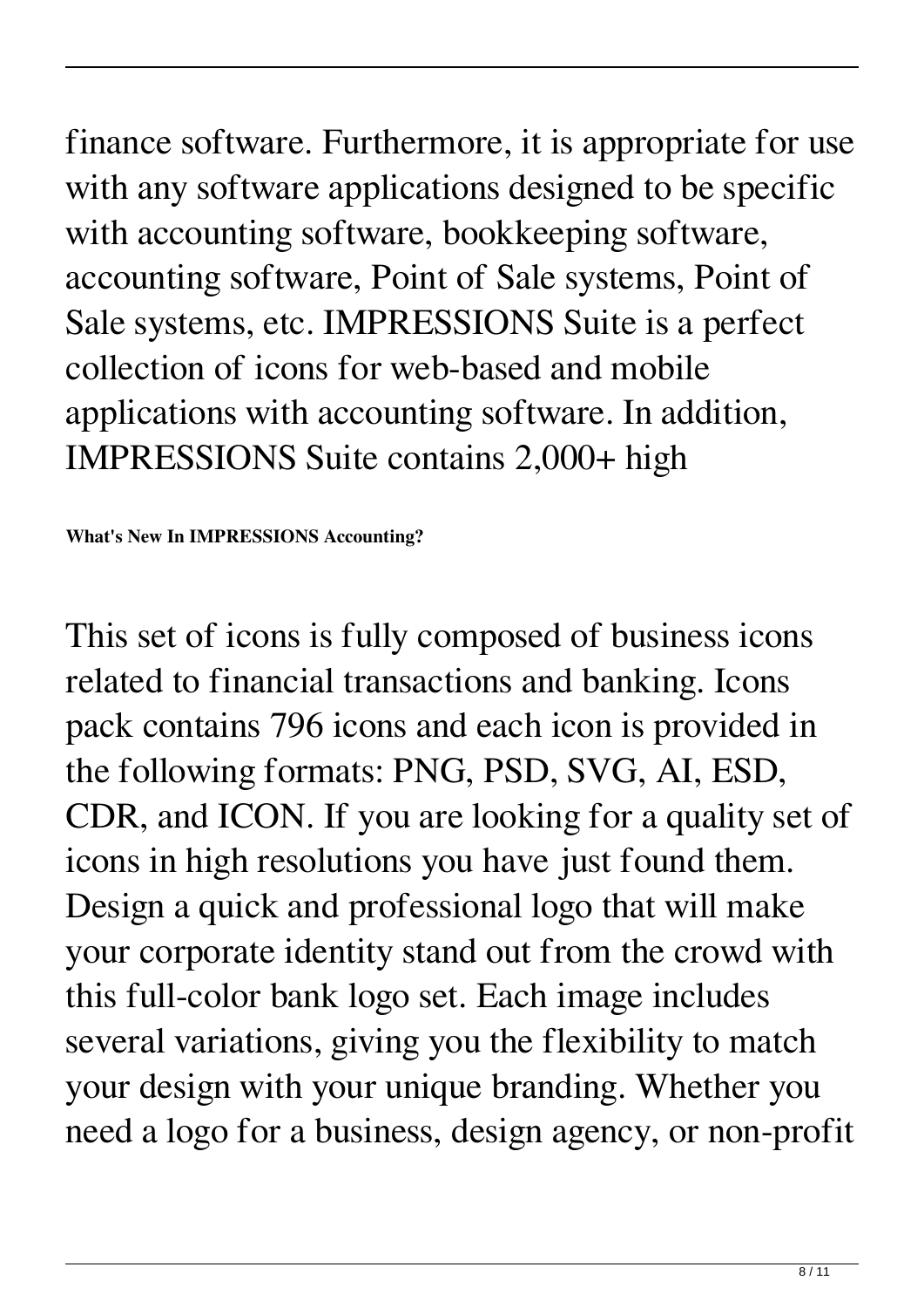finance software. Furthermore, it is appropriate for use with any software applications designed to be specific with accounting software, bookkeeping software, accounting software, Point of Sale systems, Point of Sale systems, etc. IMPRESSIONS Suite is a perfect collection of icons for web-based and mobile applications with accounting software. In addition, IMPRESSIONS Suite contains 2,000+ high

**What's New In IMPRESSIONS Accounting?**

This set of icons is fully composed of business icons related to financial transactions and banking. Icons pack contains 796 icons and each icon is provided in the following formats: PNG, PSD, SVG, AI, ESD, CDR, and ICON. If you are looking for a quality set of icons in high resolutions you have just found them. Design a quick and professional logo that will make your corporate identity stand out from the crowd with this full-color bank logo set. Each image includes several variations, giving you the flexibility to match your design with your unique branding. Whether you need a logo for a business, design agency, or non-profit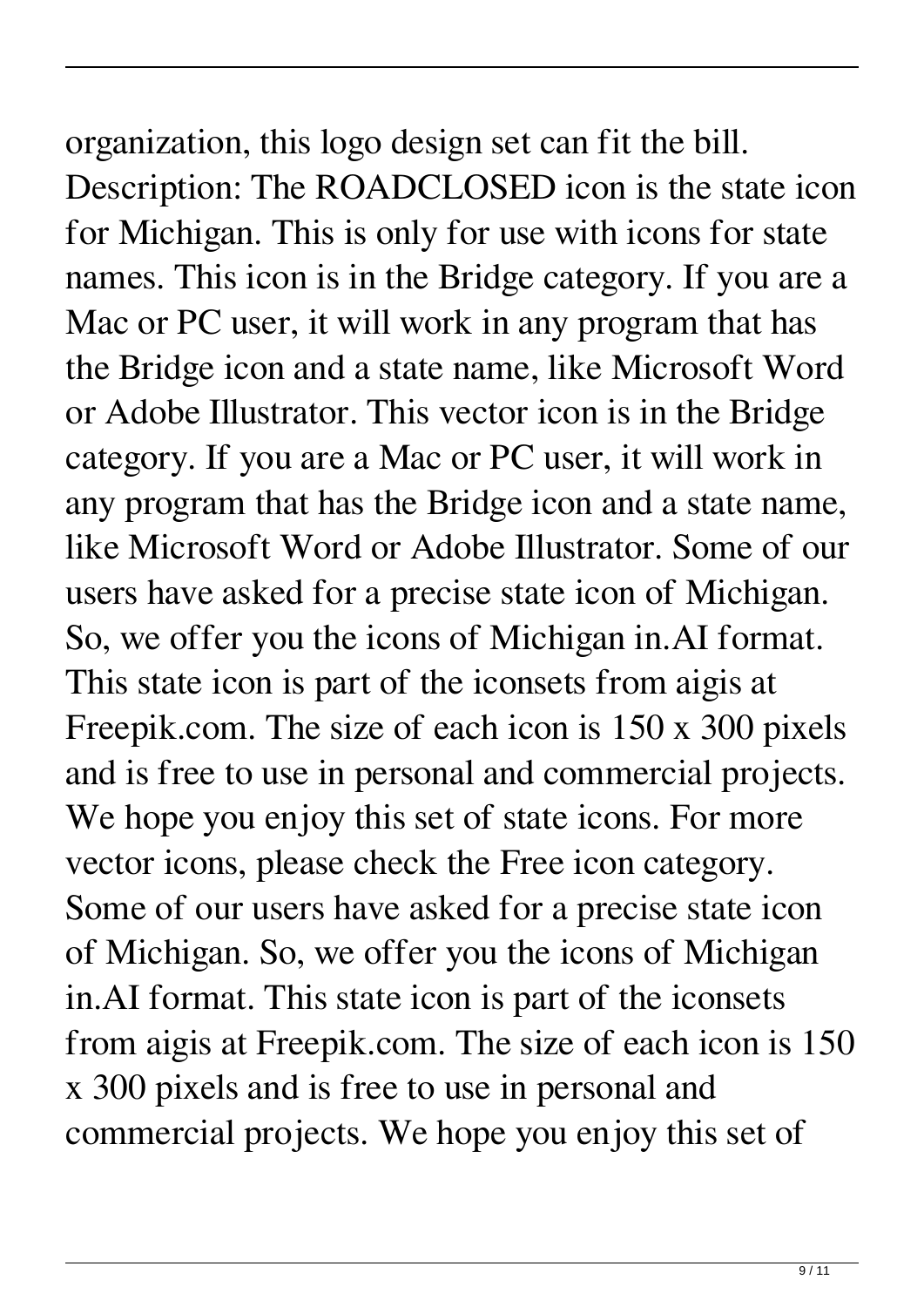organization, this logo design set can fit the bill. Description: The ROADCLOSED icon is the state icon for Michigan. This is only for use with icons for state names. This icon is in the Bridge category. If you are a Mac or PC user, it will work in any program that has the Bridge icon and a state name, like Microsoft Word or Adobe Illustrator. This vector icon is in the Bridge category. If you are a Mac or PC user, it will work in any program that has the Bridge icon and a state name, like Microsoft Word or Adobe Illustrator. Some of our users have asked for a precise state icon of Michigan. So, we offer you the icons of Michigan in.AI format. This state icon is part of the iconsets from aigis at Freepik.com. The size of each icon is 150 x 300 pixels and is free to use in personal and commercial projects. We hope you enjoy this set of state icons. For more vector icons, please check the Free icon category. Some of our users have asked for a precise state icon of Michigan. So, we offer you the icons of Michigan in.AI format. This state icon is part of the iconsets from aigis at Freepik.com. The size of each icon is 150 x 300 pixels and is free to use in personal and commercial projects. We hope you enjoy this set of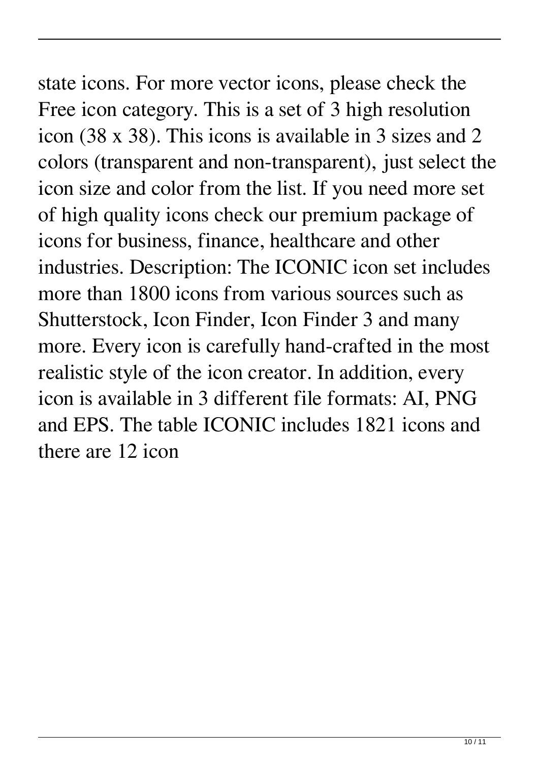state icons. For more vector icons, please check the Free icon category. This is a set of 3 high resolution icon (38 x 38). This icons is available in 3 sizes and 2 colors (transparent and non-transparent), just select the icon size and color from the list. If you need more set of high quality icons check our premium package of icons for business, finance, healthcare and other industries. Description: The ICONIC icon set includes more than 1800 icons from various sources such as Shutterstock, Icon Finder, Icon Finder 3 and many more. Every icon is carefully hand-crafted in the most realistic style of the icon creator. In addition, every icon is available in 3 different file formats: AI, PNG and EPS. The table ICONIC includes 1821 icons and there are 12 icon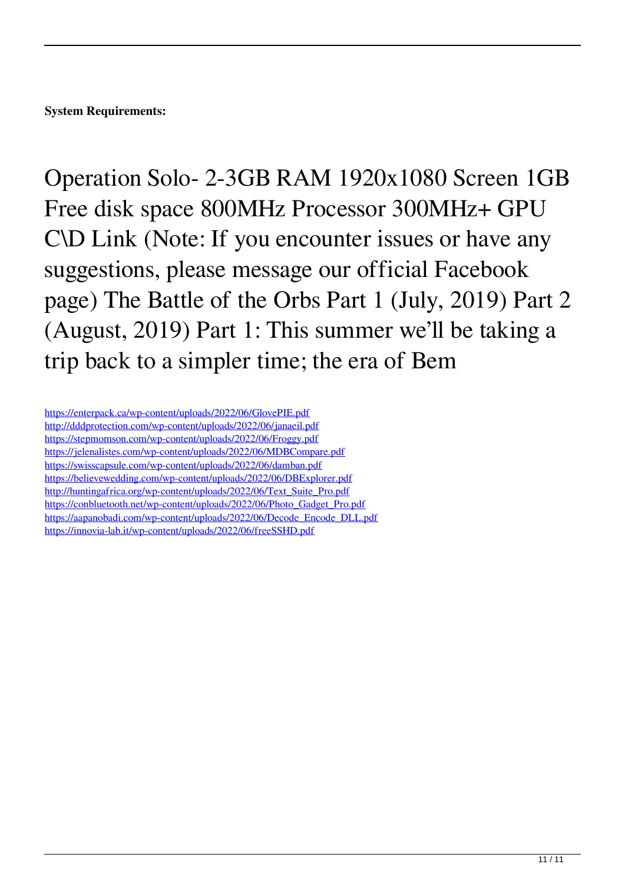**System Requirements:**

Operation Solo- 2-3GB RAM 1920x1080 Screen 1GB Free disk space 800MHz Processor 300MHz+ GPU C\D Link (Note: If you encounter issues or have any suggestions, please message our official Facebook page) The Battle of the Orbs Part 1 (July, 2019) Part 2 (August, 2019) Part 1: This summer we'll be taking a trip back to a simpler time; the era of Bem

https://enterpack.ca/wp-content/uploads/2022/06/GlovePIE.pdf
http://dddprotection.com/wp-content/uploads/2022/06/janaeil.pdf
https://stepmomson.com/wp-content/uploads/2022/06/Froggy.pdf
https://jelenalistes.com/wp-content/uploads/2022/06/MDBCompare.pdf
https://swisscapsule.com/wp-content/uploads/2022/06/damban.pdf
https://believewedding.com/wp-content/uploads/2022/06/DBExplorer.pdf
http://huntingafrica.org/wp-content/uploads/2022/06/Text_Suite_Pro.pdf
https://conbluetooth.net/wp-content/uploads/2022/06/Photo_Gadget_Pro.pdf
https://aapanobadi.com/wp-content/uploads/2022/06/Decode_Encode_DLL.pdf
https://innovia-lab.it/wp-content/uploads/2022/06/freeSSHD.pdf